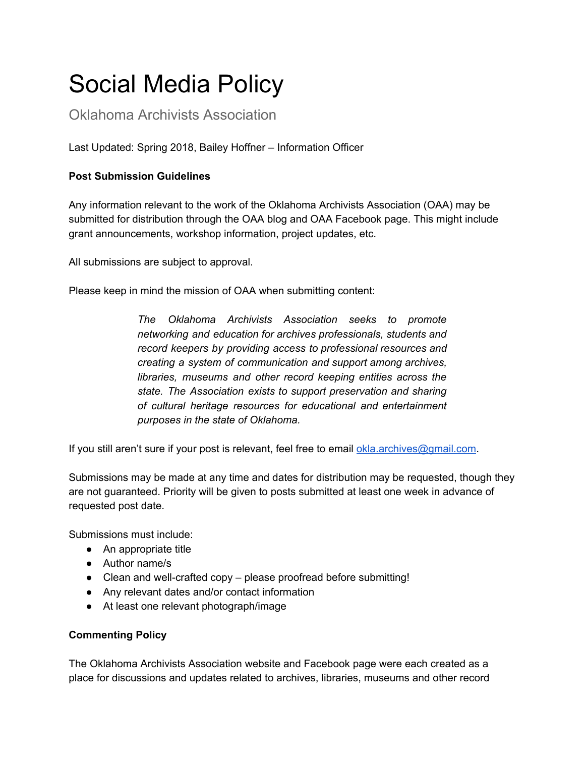# Social Media Policy

## Oklahoma Archivists Association

Last Updated: Spring 2018, Bailey Hoffner – Information Officer

**Post Submission Guidelines**

Any information relevant to the work of the Oklahoma Archivists Association (OAA) may be submitted for distribution through the OAA blog and OAA Facebook page. This might include grant announcements, workshop information, project updates, etc.

All submissions are subject to approval.

Please keep in mind the mission of OAA when submitting content:

> *The Oklahoma Archivists Association seeks to promote networking and education for archives professionals, students and record keepers by providing access to professional resources and creating a system of communication and support among archives, libraries, museums and other record keeping entities across the state. The Association exists to support preservation and sharing of cultural heritage resources for educational and entertainment purposes in the state of Oklahoma.*

If you still aren't sure if your post is relevant, feel free to email [okla.archives@gmail.com](mailto:okla.archives@gmail.com).

Submissions may be made at any time and dates for distribution may be requested, though they are not guaranteed. Priority will be given to posts submitted at least one week in advance of requested post date.

Submissions must include:

- An appropriate title
- Author name/s
- Clean and well-crafted copy – please proofread before submitting!
- Any relevant dates and/or contact information
- At least one relevant photograph/image

**Commenting Policy**

The Oklahoma Archivists Association website and Facebook page were each created as a place for discussions and updates related to archives, libraries, museums and other record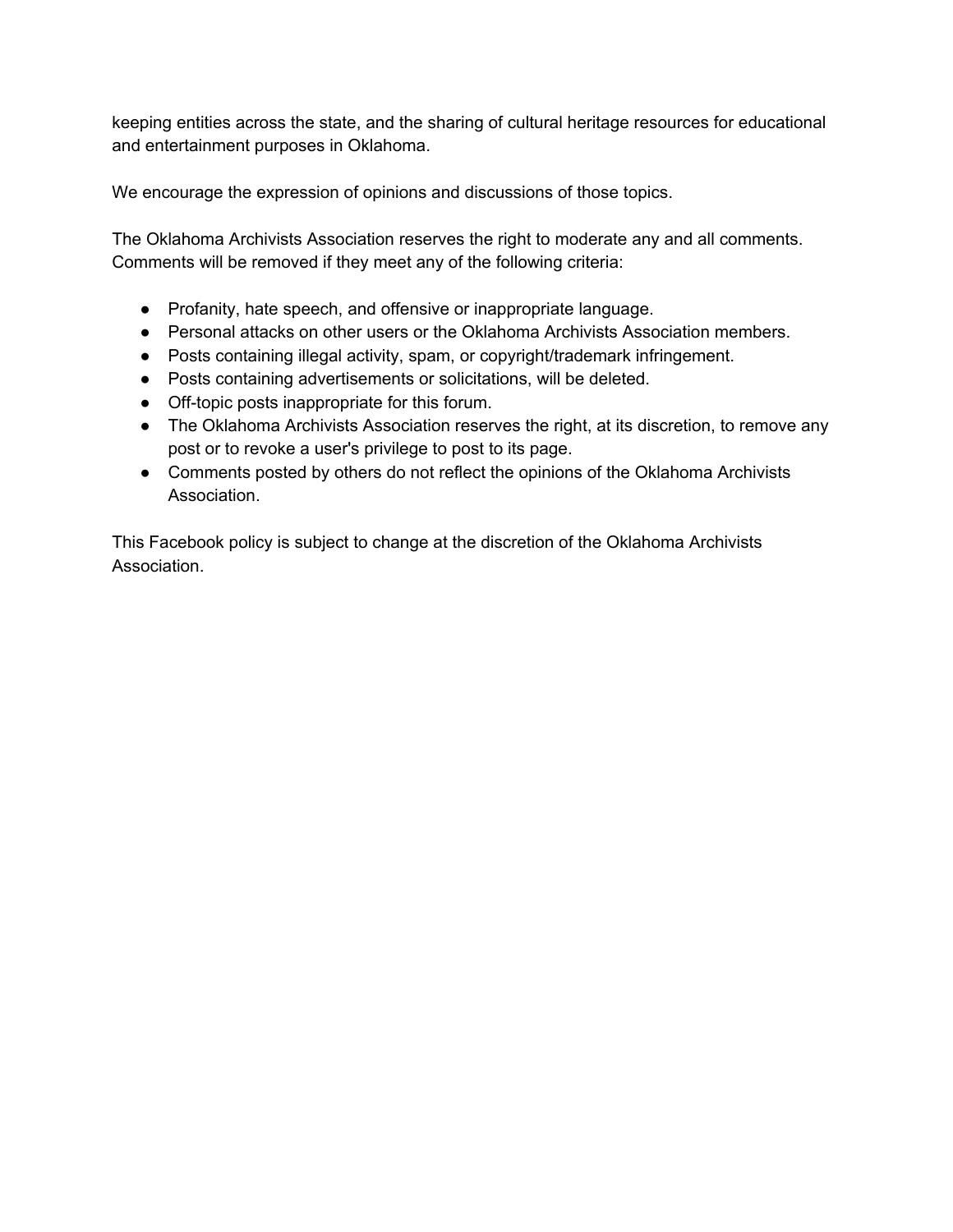keeping entities across the state, and the sharing of cultural heritage resources for educational and entertainment purposes in Oklahoma.

We encourage the expression of opinions and discussions of those topics.

The Oklahoma Archivists Association reserves the right to moderate any and all comments. Comments will be removed if they meet any of the following criteria:

- Profanity, hate speech, and offensive or inappropriate language.
- Personal attacks on other users or the Oklahoma Archivists Association members.
- Posts containing illegal activity, spam, or copyright/trademark infringement.
- Posts containing advertisements or solicitations, will be deleted.
- Off-topic posts inappropriate for this forum.
- The Oklahoma Archivists Association reserves the right, at its discretion, to remove any post or to revoke a user's privilege to post to its page.
- Comments posted by others do not reflect the opinions of the Oklahoma Archivists Association.

This Facebook policy is subject to change at the discretion of the Oklahoma Archivists Association.